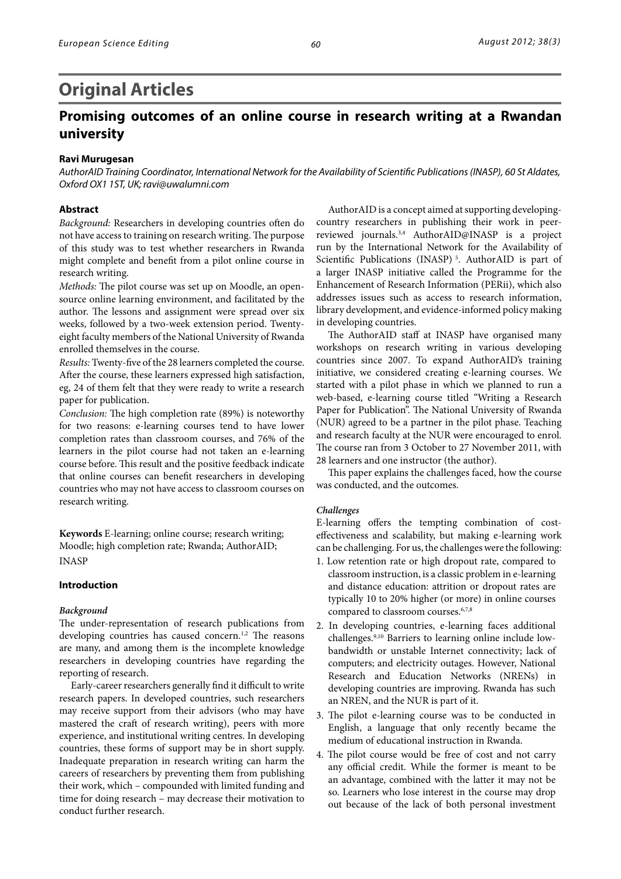# Original Articles

## Promising outcomes of an online course in research writing at a Rwandan university

**Ravi Murugesan**

*AuthorAID Training Coordinator, International Network for the Availability of Scientific Publications (INASP), 60 St Aldates, Oxford OX1 1ST, UK; ravi@uwalumni.com*

### Abstract

*Background:* Researchers in developing countries often do not have access to training on research writing. The purpose of this study was to test whether researchers in Rwanda might complete and benefit from a pilot online course in research writing.

*Methods:* The pilot course was set up on Moodle, an open-source online learning environment, and facilitated by the author. The lessons and assignment were spread over six weeks, followed by a two-week extension period. Twenty-eight faculty members of the National University of Rwanda enrolled themselves in the course.

*Results:* Twenty-five of the 28 learners completed the course. After the course, these learners expressed high satisfaction, eg, 24 of them felt that they were ready to write a research paper for publication.

*Conclusion:* The high completion rate (89%) is noteworthy for two reasons: e-learning courses tend to have lower completion rates than classroom courses, and 76% of the learners in the pilot course had not taken an e-learning course before. This result and the positive feedback indicate that online courses can benefit researchers in developing countries who may not have access to classroom courses on research writing.

**Keywords** E-learning; online course; research writing; Moodle; high completion rate; Rwanda; AuthorAID; INASP

### Introduction

#### *Background*

The under-representation of research publications from developing countries has caused concern.[1,2] The reasons are many, and among them is the incomplete knowledge researchers in developing countries have regarding the reporting of research.

Early-career researchers generally find it difficult to write research papers. In developed countries, such researchers may receive support from their advisors (who may have mastered the craft of research writing), peers with more experience, and institutional writing centres. In developing countries, these forms of support may be in short supply. Inadequate preparation in research writing can harm the careers of researchers by preventing them from publishing their work, which – compounded with limited funding and time for doing research – may decrease their motivation to conduct further research.

AuthorAID is a concept aimed at supporting developing-country researchers in publishing their work in peer-reviewed journals.[3,4] AuthorAID@INASP is a project run by the International Network for the Availability of Scientific Publications (INASP) [5]. AuthorAID is part of a larger INASP initiative called the Programme for the Enhancement of Research Information (PERii), which also addresses issues such as access to research information, library development, and evidence-informed policy making in developing countries.

The AuthorAID staff at INASP have organised many workshops on research writing in various developing countries since 2007. To expand AuthorAID's training initiative, we considered creating e-learning courses. We started with a pilot phase in which we planned to run a web-based, e-learning course titled "Writing a Research Paper for Publication". The National University of Rwanda (NUR) agreed to be a partner in the pilot phase. Teaching and research faculty at the NUR were encouraged to enrol. The course ran from 3 October to 27 November 2011, with 28 learners and one instructor (the author).

This paper explains the challenges faced, how the course was conducted, and the outcomes.

#### *Challenges*

E-learning offers the tempting combination of cost-effectiveness and scalability, but making e-learning work can be challenging. For us, the challenges were the following:

1. Low retention rate or high dropout rate, compared to classroom instruction, is a classic problem in e-learning and distance education: attrition or dropout rates are typically 10 to 20% higher (or more) in online courses compared to classroom courses.[6,7,8]
2. In developing countries, e-learning faces additional challenges.[9,10] Barriers to learning online include low-bandwidth or unstable Internet connectivity; lack of computers; and electricity outages. However, National Research and Education Networks (NRENs) in developing countries are improving. Rwanda has such an NREN, and the NUR is part of it.
3. The pilot e-learning course was to be conducted in English, a language that only recently became the medium of educational instruction in Rwanda.
4. The pilot course would be free of cost and not carry any official credit. While the former is meant to be an advantage, combined with the latter it may not be so. Learners who lose interest in the course may drop out because of the lack of both personal investment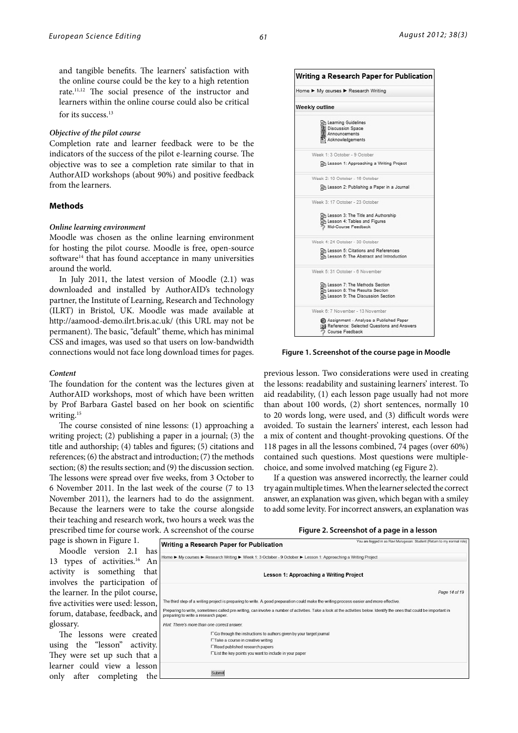and tangible benefits. The learners' satisfaction with the online course could be the key to a high retention rate.[11,12] The social presence of the instructor and learners within the online course could also be critical for its success.[13]

### *Objective of the pilot course*

Completion rate and learner feedback were to be the indicators of the success of the pilot e-learning course. The objective was to see a completion rate similar to that in AuthorAID workshops (about 90%) and positive feedback from the learners.

## Methods

### *Online learning environment*

Moodle was chosen as the online learning environment for hosting the pilot course. Moodle is free, open-source software[14] that has found acceptance in many universities around the world.

In July 2011, the latest version of Moodle (2.1) was downloaded and installed by AuthorAID's technology partner, the Institute of Learning, Research and Technology (ILRT) in Bristol, UK. Moodle was made available at http://aamood-demo.ilrt.bris.ac.uk/ (this URL may not be permanent). The basic, "default" theme, which has minimal CSS and images, was used so that users on low-bandwidth connections would not face long download times for pages.

### *Content*

The foundation for the content was the lectures given at AuthorAID workshops, most of which have been written by Prof Barbara Gastel based on her book on scientific writing.[15]

The course consisted of nine lessons: (1) approaching a writing project; (2) publishing a paper in a journal; (3) the title and authorship; (4) tables and figures; (5) citations and references; (6) the abstract and introduction; (7) the methods section; (8) the results section; and (9) the discussion section. The lessons were spread over five weeks, from 3 October to 6 November 2011. In the last week of the course (7 to 13 November 2011), the learners had to do the assignment. Because the learners were to take the course alongside their teaching and research work, two hours a week was the prescribed time for course work. A screenshot of the course page is shown in Figure 1.

Moodle version 2.1 has 13 types of activities.[16] An activity is something that involves the participation of the learner. In the pilot course, five activities were used: lesson, forum, database, feedback, and glossary.

The lessons were created using the "lesson" activity. They were set up such that a learner could view a lesson only after completing the previous lesson. Two considerations were used in creating the lessons: readability and sustaining learners' interest. To aid readability, (1) each lesson page usually had not more than about 100 words, (2) short sentences, normally 10 to 20 words long, were used, and (3) difficult words were avoided. To sustain the learners' interest, each lesson had a mix of content and thought-provoking questions. Of the 118 pages in all the lessons combined, 74 pages (over 60%) contained such questions. Most questions were multiple-choice, and some involved matching (eg Figure 2).

If a question was answered incorrectly, the learner could try again multiple times. When the learner selected the correct answer, an explanation was given, which began with a smiley to add some levity. For incorrect answers, an explanation was

**Writing a Research Paper for Publication**

Home ► My courses ► Research Writing

**Weekly outline**

- Learning Guidelines
- Discussion Space
- Announcements
- Acknowledgements

Week 1: 3 October - 9 October
- Lesson 1: Approaching a Writing Project

Week 2: 10 October - 16 October
- Lesson 2: Publishing a Paper in a Journal

Week 3: 17 October - 23 October
- Lesson 3: The Title and Authorship
- Lesson 4: Tables and Figures
- Mid-Course Feedback

Week 4: 24 October - 30 October
- Lesson 5: Citations and References
- Lesson 6: The Abstract and Introduction

Week 5: 31 October - 6 November
- Lesson 7: The Methods Section
- Lesson 8: The Results Section
- Lesson 9: The Discussion Section

Week 6: 7 November - 13 November
- Assignment - Analyse a Published Paper
- Reference: Selected Questions and Answers
- Course Feedback

**Figure 1. Screenshot of the course page in Moodle**

**Figure 2. Screenshot of a page in a lesson**

**Writing a Research Paper for Publication** — You are logged in as Ravi Murugesan: Student (Return to my normal role)

Home ► My courses ► Research Writing ► Week 1: 3 October - 9 October ► Lesson 1: Approaching a Writing Project

**Lesson 1: Approaching a Writing Project**

*Page 14 of 19*

The third step of a writing project is preparing to write. A good preparation could make the writing process easier and more effective.

Preparing to write, sometimes called pre-writing, can involve a number of activities. Take a look at the activities below. Identify the ones that could be important in preparing to write a research paper.

*Hint: There's more than one correct answer.*

- ☐ Go through the instructions to authors given by your target journal
- ☐ Take a course in creative writing
- ☐ Read published research papers
- ☐ List the key points you want to include in your paper

Submit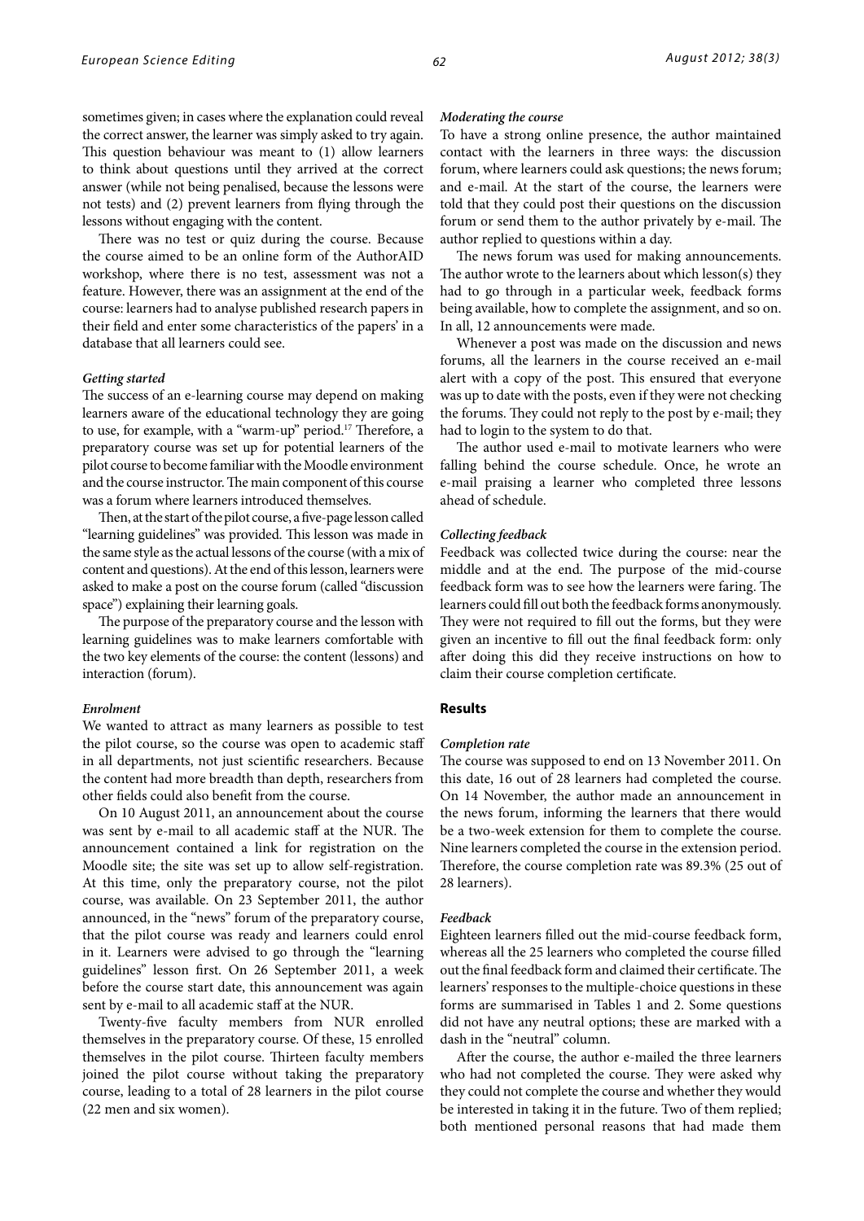sometimes given; in cases where the explanation could reveal the correct answer, the learner was simply asked to try again. This question behaviour was meant to (1) allow learners to think about questions until they arrived at the correct answer (while not being penalised, because the lessons were not tests) and (2) prevent learners from flying through the lessons without engaging with the content.

There was no test or quiz during the course. Because the course aimed to be an online form of the AuthorAID workshop, where there is no test, assessment was not a feature. However, there was an assignment at the end of the course: learners had to analyse published research papers in their field and enter some characteristics of the papers' in a database that all learners could see.

#### *Getting started*

The success of an e-learning course may depend on making learners aware of the educational technology they are going to use, for example, with a "warm-up" period.[17] Therefore, a preparatory course was set up for potential learners of the pilot course to become familiar with the Moodle environment and the course instructor. The main component of this course was a forum where learners introduced themselves.

Then, at the start of the pilot course, a five-page lesson called "learning guidelines" was provided. This lesson was made in the same style as the actual lessons of the course (with a mix of content and questions). At the end of this lesson, learners were asked to make a post on the course forum (called "discussion space") explaining their learning goals.

The purpose of the preparatory course and the lesson with learning guidelines was to make learners comfortable with the two key elements of the course: the content (lessons) and interaction (forum).

#### *Enrolment*

We wanted to attract as many learners as possible to test the pilot course, so the course was open to academic staff in all departments, not just scientific researchers. Because the content had more breadth than depth, researchers from other fields could also benefit from the course.

On 10 August 2011, an announcement about the course was sent by e-mail to all academic staff at the NUR. The announcement contained a link for registration on the Moodle site; the site was set up to allow self-registration. At this time, only the preparatory course, not the pilot course, was available. On 23 September 2011, the author announced, in the "news" forum of the preparatory course, that the pilot course was ready and learners could enrol in it. Learners were advised to go through the "learning guidelines" lesson first. On 26 September 2011, a week before the course start date, this announcement was again sent by e-mail to all academic staff at the NUR.

Twenty-five faculty members from NUR enrolled themselves in the preparatory course. Of these, 15 enrolled themselves in the pilot course. Thirteen faculty members joined the pilot course without taking the preparatory course, leading to a total of 28 learners in the pilot course (22 men and six women).

#### *Moderating the course*

To have a strong online presence, the author maintained contact with the learners in three ways: the discussion forum, where learners could ask questions; the news forum; and e-mail. At the start of the course, the learners were told that they could post their questions on the discussion forum or send them to the author privately by e-mail. The author replied to questions within a day.

The news forum was used for making announcements. The author wrote to the learners about which lesson(s) they had to go through in a particular week, feedback forms being available, how to complete the assignment, and so on. In all, 12 announcements were made.

Whenever a post was made on the discussion and news forums, all the learners in the course received an e-mail alert with a copy of the post. This ensured that everyone was up to date with the posts, even if they were not checking the forums. They could not reply to the post by e-mail; they had to login to the system to do that.

The author used e-mail to motivate learners who were falling behind the course schedule. Once, he wrote an e-mail praising a learner who completed three lessons ahead of schedule.

#### *Collecting feedback*

Feedback was collected twice during the course: near the middle and at the end. The purpose of the mid-course feedback form was to see how the learners were faring. The learners could fill out both the feedback forms anonymously. They were not required to fill out the forms, but they were given an incentive to fill out the final feedback form: only after doing this did they receive instructions on how to claim their course completion certificate.

## Results

#### *Completion rate*

The course was supposed to end on 13 November 2011. On this date, 16 out of 28 learners had completed the course. On 14 November, the author made an announcement in the news forum, informing the learners that there would be a two-week extension for them to complete the course. Nine learners completed the course in the extension period. Therefore, the course completion rate was 89.3% (25 out of 28 learners).

#### *Feedback*

Eighteen learners filled out the mid-course feedback form, whereas all the 25 learners who completed the course filled out the final feedback form and claimed their certificate. The learners' responses to the multiple-choice questions in these forms are summarised in Tables 1 and 2. Some questions did not have any neutral options; these are marked with a dash in the "neutral" column.

After the course, the author e-mailed the three learners who had not completed the course. They were asked why they could not complete the course and whether they would be interested in taking it in the future. Two of them replied; both mentioned personal reasons that had made them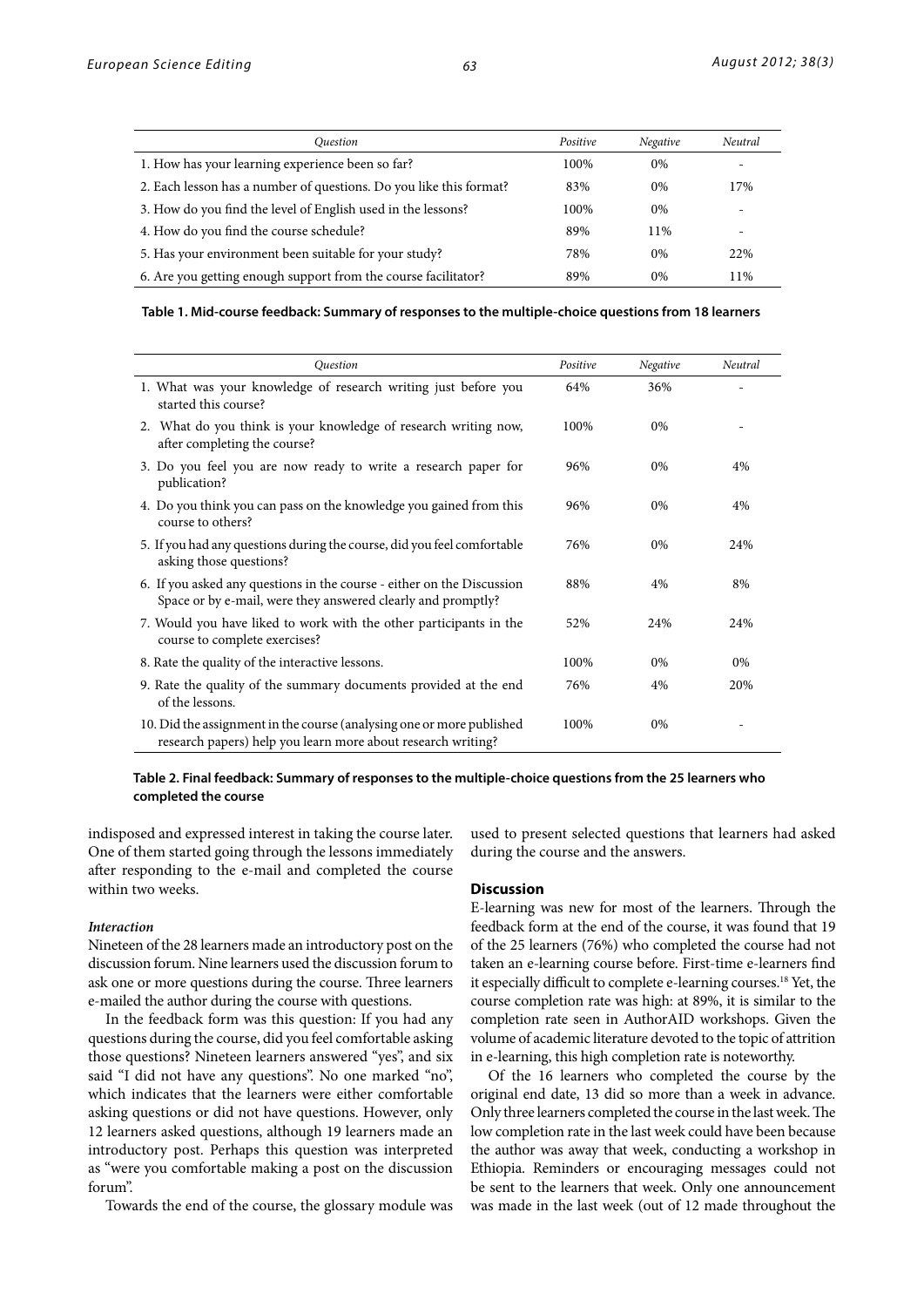| Question | Positive | Negative | Neutral |
|---|---|---|---|
| 1. How has your learning experience been so far? | 100% | 0% | - |
| 2. Each lesson has a number of questions. Do you like this format? | 83% | 0% | 17% |
| 3. How do you find the level of English used in the lessons? | 100% | 0% | - |
| 4. How do you find the course schedule? | 89% | 11% | - |
| 5. Has your environment been suitable for your study? | 78% | 0% | 22% |
| 6. Are you getting enough support from the course facilitator? | 89% | 0% | 11% |

**Table 1. Mid-course feedback: Summary of responses to the multiple-choice questions from 18 learners**

| Question | Positive | Negative | Neutral |
|---|---|---|---|
| 1. What was your knowledge of research writing just before you started this course? | 64% | 36% | - |
| 2. What do you think is your knowledge of research writing now, after completing the course? | 100% | 0% | - |
| 3. Do you feel you are now ready to write a research paper for publication? | 96% | 0% | 4% |
| 4. Do you think you can pass on the knowledge you gained from this course to others? | 96% | 0% | 4% |
| 5. If you had any questions during the course, did you feel comfortable asking those questions? | 76% | 0% | 24% |
| 6. If you asked any questions in the course - either on the Discussion Space or by e-mail, were they answered clearly and promptly? | 88% | 4% | 8% |
| 7. Would you have liked to work with the other participants in the course to complete exercises? | 52% | 24% | 24% |
| 8. Rate the quality of the interactive lessons. | 100% | 0% | 0% |
| 9. Rate the quality of the summary documents provided at the end of the lessons. | 76% | 4% | 20% |
| 10. Did the assignment in the course (analysing one or more published research papers) help you learn more about research writing? | 100% | 0% | - |

**Table 2. Final feedback: Summary of responses to the multiple-choice questions from the 25 learners who completed the course**

indisposed and expressed interest in taking the course later. One of them started going through the lessons immediately after responding to the e-mail and completed the course within two weeks.

### *Interaction*

Nineteen of the 28 learners made an introductory post on the discussion forum. Nine learners used the discussion forum to ask one or more questions during the course. Three learners e-mailed the author during the course with questions.

In the feedback form was this question: If you had any questions during the course, did you feel comfortable asking those questions? Nineteen learners answered "yes", and six said "I did not have any questions". No one marked "no", which indicates that the learners were either comfortable asking questions or did not have questions. However, only 12 learners asked questions, although 19 learners made an introductory post. Perhaps this question was interpreted as "were you comfortable making a post on the discussion forum".

Towards the end of the course, the glossary module was used to present selected questions that learners had asked during the course and the answers.

## Discussion

E-learning was new for most of the learners. Through the feedback form at the end of the course, it was found that 19 of the 25 learners (76%) who completed the course had not taken an e-learning course before. First-time e-learners find it especially difficult to complete e-learning courses.[18] Yet, the course completion rate was high: at 89%, it is similar to the completion rate seen in AuthorAID workshops. Given the volume of academic literature devoted to the topic of attrition in e-learning, this high completion rate is noteworthy.

Of the 16 learners who completed the course by the original end date, 13 did so more than a week in advance. Only three learners completed the course in the last week. The low completion rate in the last week could have been because the author was away that week, conducting a workshop in Ethiopia. Reminders or encouraging messages could not be sent to the learners that week. Only one announcement was made in the last week (out of 12 made throughout the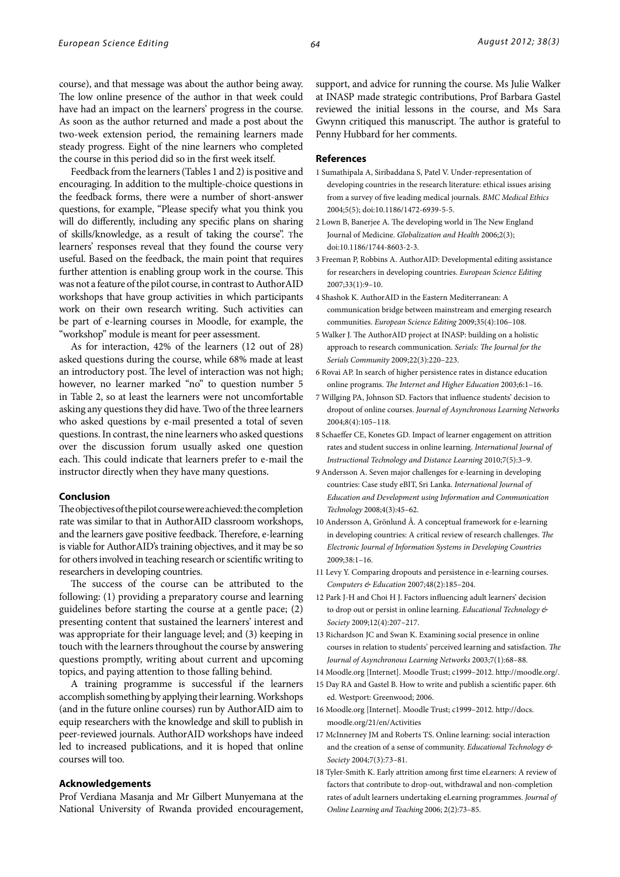course), and that message was about the author being away. The low online presence of the author in that week could have had an impact on the learners' progress in the course. As soon as the author returned and made a post about the two-week extension period, the remaining learners made steady progress. Eight of the nine learners who completed the course in this period did so in the first week itself.

Feedback from the learners (Tables 1 and 2) is positive and encouraging. In addition to the multiple-choice questions in the feedback forms, there were a number of short-answer questions, for example, "Please specify what you think you will do differently, including any specific plans on sharing of skills/knowledge, as a result of taking the course". The learners' responses reveal that they found the course very useful. Based on the feedback, the main point that requires further attention is enabling group work in the course. This was not a feature of the pilot course, in contrast to AuthorAID workshops that have group activities in which participants work on their own research writing. Such activities can be part of e-learning courses in Moodle, for example, the "workshop" module is meant for peer assessment.

As for interaction, 42% of the learners (12 out of 28) asked questions during the course, while 68% made at least an introductory post. The level of interaction was not high; however, no learner marked "no" to question number 5 in Table 2, so at least the learners were not uncomfortable asking any questions they did have. Two of the three learners who asked questions by e-mail presented a total of seven questions. In contrast, the nine learners who asked questions over the discussion forum usually asked one question each. This could indicate that learners prefer to e-mail the instructor directly when they have many questions.

## Conclusion

The objectives of the pilot course were achieved: the completion rate was similar to that in AuthorAID classroom workshops, and the learners gave positive feedback. Therefore, e-learning is viable for AuthorAID's training objectives, and it may be so for others involved in teaching research or scientific writing to researchers in developing countries.

The success of the course can be attributed to the following: (1) providing a preparatory course and learning guidelines before starting the course at a gentle pace; (2) presenting content that sustained the learners' interest and was appropriate for their language level; and (3) keeping in touch with the learners throughout the course by answering questions promptly, writing about current and upcoming topics, and paying attention to those falling behind.

A training programme is successful if the learners accomplish something by applying their learning. Workshops (and in the future online courses) run by AuthorAID aim to equip researchers with the knowledge and skill to publish in peer-reviewed journals. AuthorAID workshops have indeed led to increased publications, and it is hoped that online courses will too.

## Acknowledgements

Prof Verdiana Masanja and Mr Gilbert Munyemana at the National University of Rwanda provided encouragement, support, and advice for running the course. Ms Julie Walker at INASP made strategic contributions, Prof Barbara Gastel reviewed the initial lessons in the course, and Ms Sara Gwynn critiqued this manuscript. The author is grateful to Penny Hubbard for her comments.

## References

1 Sumathipala A, Siribaddana S, Patel V. Under-representation of developing countries in the research literature: ethical issues arising from a survey of five leading medical journals. *BMC Medical Ethics* 2004;5(5); doi:10.1186/1472-6939-5-5.

2 Lown B, Banerjee A. The developing world in The New England Journal of Medicine. *Globalization and Health* 2006;2(3); doi:10.1186/1744-8603-2-3.

3 Freeman P, Robbins A. AuthorAID: Developmental editing assistance for researchers in developing countries. *European Science Editing* 2007;33(1):9–10.

4 Shashok K. AuthorAID in the Eastern Mediterranean: A communication bridge between mainstream and emerging research communities. *European Science Editing* 2009;35(4):106–108.

5 Walker J. The AuthorAID project at INASP: building on a holistic approach to research communication. *Serials: The Journal for the Serials Community* 2009;22(3):220–223.

6 Rovai AP. In search of higher persistence rates in distance education online programs. *The Internet and Higher Education* 2003;6:1–16.

7 Willging PA, Johnson SD. Factors that influence students' decision to dropout of online courses. *Journal of Asynchronous Learning Networks* 2004;8(4):105–118.

8 Schaeffer CE, Konetes GD. Impact of learner engagement on attrition rates and student success in online learning. *International Journal of Instructional Technology and Distance Learning* 2010;7(5):3–9.

9 Andersson A. Seven major challenges for e-learning in developing countries: Case study eBIT, Sri Lanka. *International Journal of Education and Development using Information and Communication Technology* 2008;4(3):45–62.

10 Andersson A, Grönlund Å. A conceptual framework for e-learning in developing countries: A critical review of research challenges. *The Electronic Journal of Information Systems in Developing Countries* 2009;38:1–16.

11 Levy Y. Comparing dropouts and persistence in e-learning courses. *Computers & Education* 2007;48(2):185–204.

12 Park J-H and Choi H J. Factors influencing adult learners' decision to drop out or persist in online learning. *Educational Technology & Society* 2009;12(4):207–217.

13 Richardson JC and Swan K. Examining social presence in online courses in relation to students' perceived learning and satisfaction. *The Journal of Asynchronous Learning Networks* 2003;7(1):68–88.

14 Moodle.org [Internet]. Moodle Trust; c1999–2012. http://moodle.org/.

15 Day RA and Gastel B. How to write and publish a scientific paper. 6th ed. Westport: Greenwood; 2006.

16 Moodle.org [Internet]. Moodle Trust; c1999–2012. http://docs.moodle.org/21/en/Activities

17 McInnerney JM and Roberts TS. Online learning: social interaction and the creation of a sense of community. *Educational Technology & Society* 2004;7(3):73–81.

18 Tyler-Smith K. Early attrition among first time eLearners: A review of factors that contribute to drop-out, withdrawal and non-completion rates of adult learners undertaking eLearning programmes. *Journal of Online Learning and Teaching* 2006; 2(2):73–85.